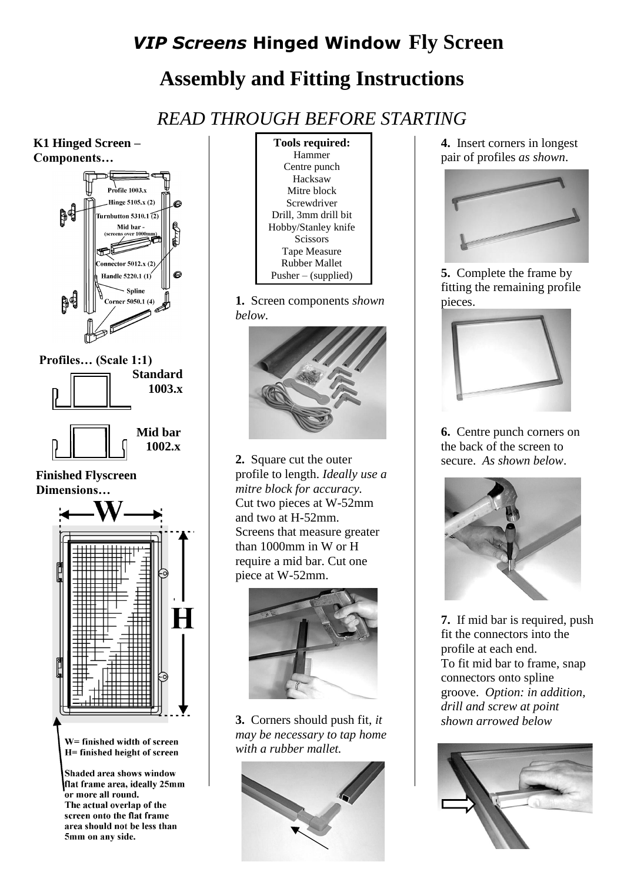# *VIP Screens* Hinged Window Fly Screen

# Assembly and Fitting Instructions

## *READ THROUGH BEFORE STARTING*

**K1 Hinged Screen – Components…**

Profile 1003.x
Hinge 5105.x (2)
Turnbutton 5310.1 (2)
Mid bar - (screens over 1000mm)
Connector 5012.x (2)
Handle 5220.1 (1)
Spline
Corner 5050.1 (4)

**Profiles… (Scale 1:1)**

**Standard 1003.x**

**Mid bar 1002.x**

**Finished Flyscreen Dimensions…**

W= finished width of screen
H= finished height of screen

Shaded area shows window flat frame area, ideally 25mm or more all round.
The actual overlap of the screen onto the flat frame area should not be less than 5mm on any side.

**Tools required:**
Hammer
Centre punch
Hacksaw
Mitre block
Screwdriver
Drill, 3mm drill bit
Hobby/Stanley knife
Scissors
Tape Measure
Rubber Mallet
Pusher – (supplied)

**1.** Screen components *shown below.*

**2.** Square cut the outer profile to length. *Ideally use a mitre block for accuracy.* Cut two pieces at W-52mm and two at H-52mm. Screens that measure greater than 1000mm in W or H require a mid bar. Cut one piece at W-52mm.

**3.** Corners should push fit, *it may be necessary to tap home with a rubber mallet.*

**4.** Insert corners in longest pair of profiles *as shown*.

**5.** Complete the frame by fitting the remaining profile pieces.

**6.** Centre punch corners on the back of the screen to secure. *As shown below*.

**7.** If mid bar is required, push fit the connectors into the profile at each end.
To fit mid bar to frame, snap connectors onto spline groove. *Option: in addition, drill and screw at point shown arrowed below*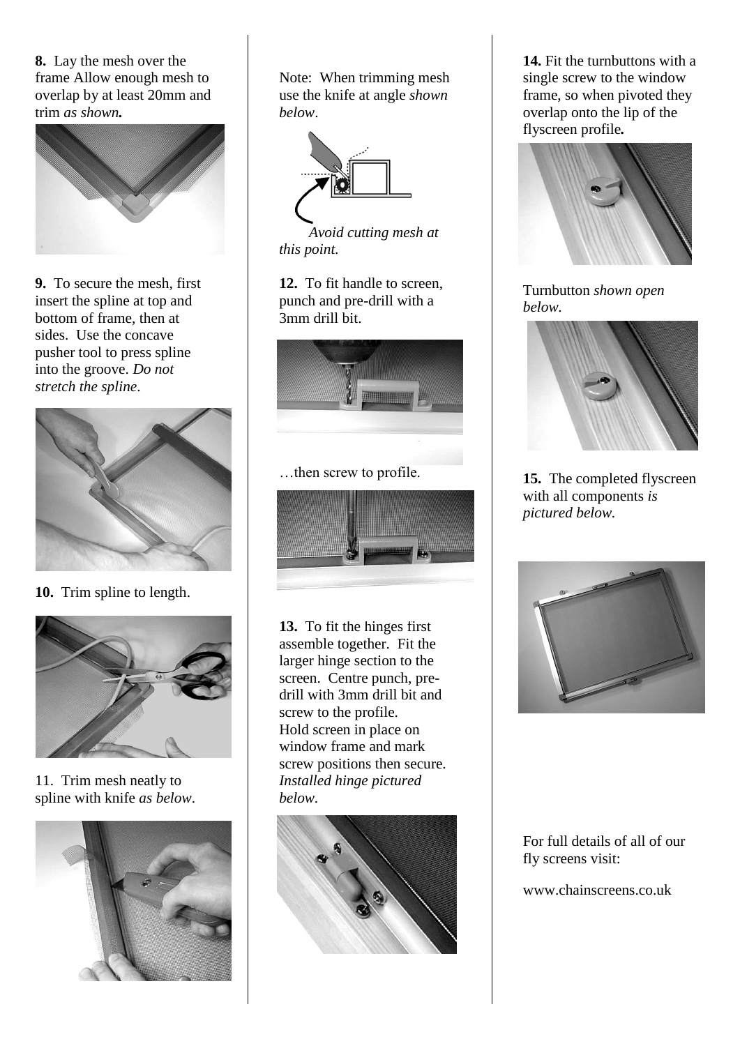**8.** Lay the mesh over the frame Allow enough mesh to overlap by at least 20mm and trim *as shown.*

**9.** To secure the mesh, first insert the spline at top and bottom of frame, then at sides. Use the concave pusher tool to press spline into the groove. *Do not stretch the spline*.

**10.** Trim spline to length.

11. Trim mesh neatly to spline with knife *as below*.

Note: When trimming mesh use the knife at angle *shown below*.

*Avoid cutting mesh at this point.*

**12.** To fit handle to screen, punch and pre-drill with a 3mm drill bit.

…then screw to profile.

**13.** To fit the hinges first assemble together. Fit the larger hinge section to the screen. Centre punch, pre-drill with 3mm drill bit and screw to the profile.
Hold screen in place on window frame and mark screw positions then secure.
*Installed hinge pictured below.*

**14.** Fit the turnbuttons with a single screw to the window frame, so when pivoted they overlap onto the lip of the flyscreen profile**.**

Turnbutton *shown open below.*

**15.** The completed flyscreen with all components *is pictured below.*

For full details of all of our fly screens visit:

www.chainscreens.co.uk